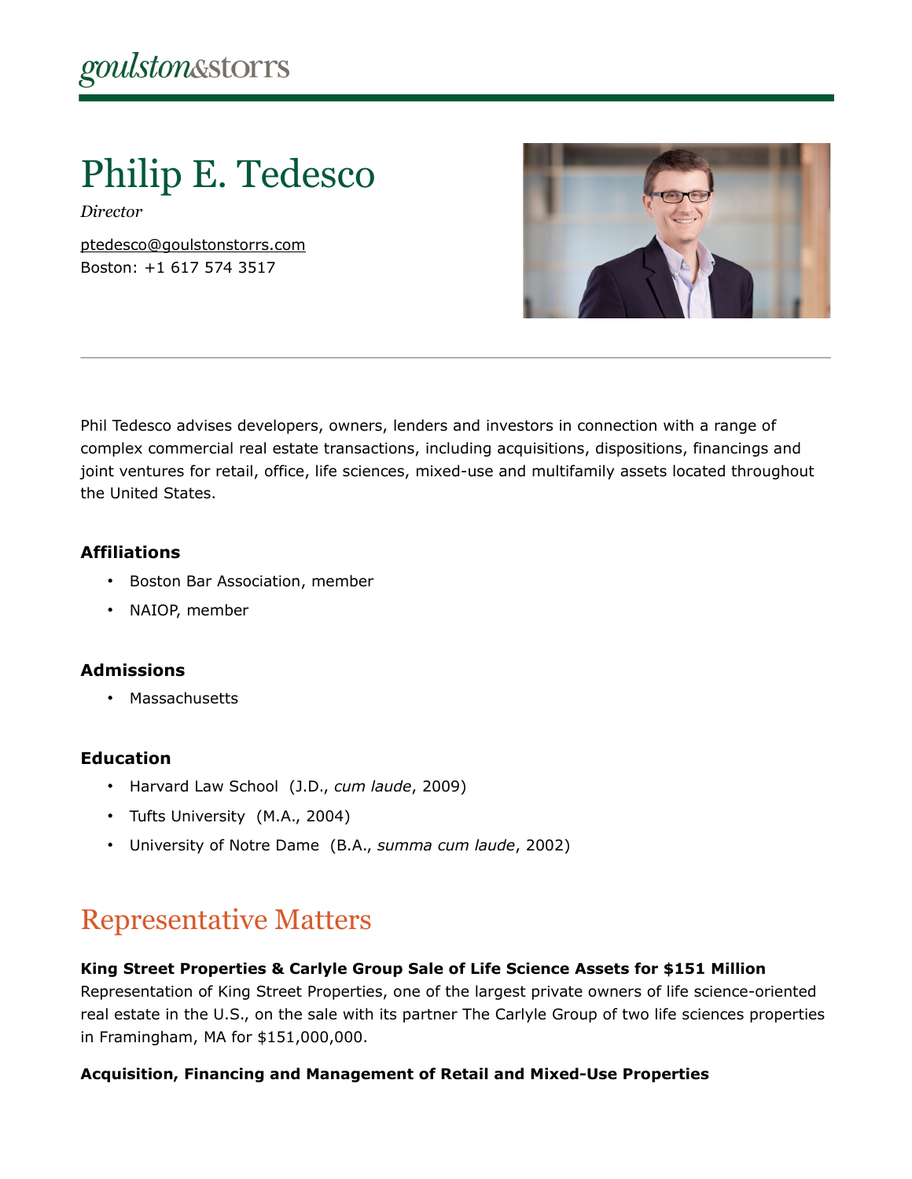goulston&storrs

# Philip E. Tedesco

*Director*

ptedesco@goulstonstorrs.com
Boston: +1 617 574 3517

Phil Tedesco advises developers, owners, lenders and investors in connection with a range of complex commercial real estate transactions, including acquisitions, dispositions, financings and joint ventures for retail, office, life sciences, mixed-use and multifamily assets located throughout the United States.

### Affiliations

- Boston Bar Association, member
- NAIOP, member

### Admissions

- Massachusetts

### Education

- Harvard Law School (J.D., *cum laude*, 2009)
- Tufts University (M.A., 2004)
- University of Notre Dame (B.A., *summa cum laude*, 2002)

## Representative Matters

**King Street Properties & Carlyle Group Sale of Life Science Assets for $151 Million**
Representation of King Street Properties, one of the largest private owners of life science-oriented real estate in the U.S., on the sale with its partner The Carlyle Group of two life sciences properties in Framingham, MA for $151,000,000.

**Acquisition, Financing and Management of Retail and Mixed-Use Properties**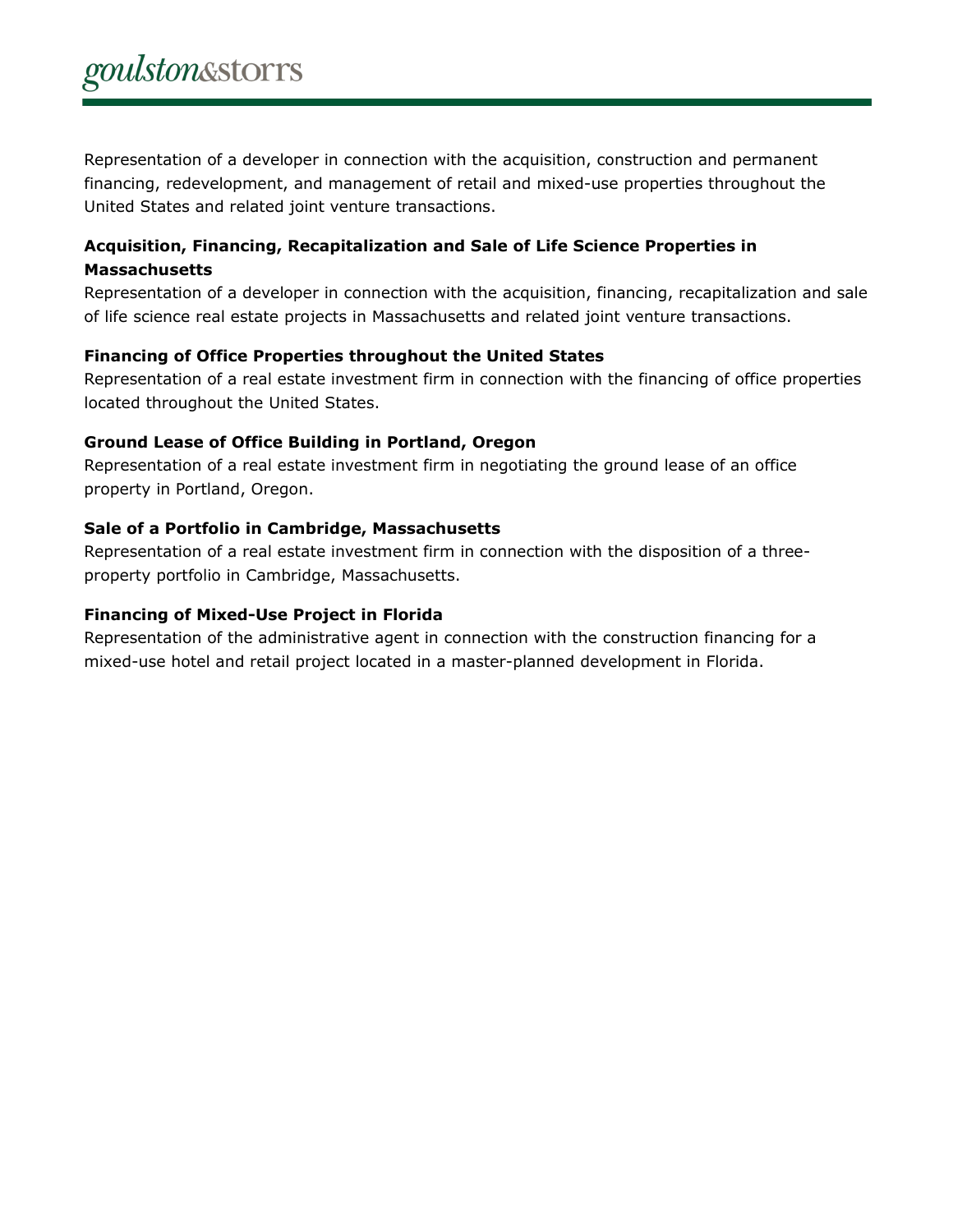Representation of a developer in connection with the acquisition, construction and permanent financing, redevelopment, and management of retail and mixed-use properties throughout the United States and related joint venture transactions.

**Acquisition, Financing, Recapitalization and Sale of Life Science Properties in Massachusetts**

Representation of a developer in connection with the acquisition, financing, recapitalization and sale of life science real estate projects in Massachusetts and related joint venture transactions.

**Financing of Office Properties throughout the United States**

Representation of a real estate investment firm in connection with the financing of office properties located throughout the United States.

**Ground Lease of Office Building in Portland, Oregon**

Representation of a real estate investment firm in negotiating the ground lease of an office property in Portland, Oregon.

**Sale of a Portfolio in Cambridge, Massachusetts**

Representation of a real estate investment firm in connection with the disposition of a three-property portfolio in Cambridge, Massachusetts.

**Financing of Mixed-Use Project in Florida**

Representation of the administrative agent in connection with the construction financing for a mixed-use hotel and retail project located in a master-planned development in Florida.